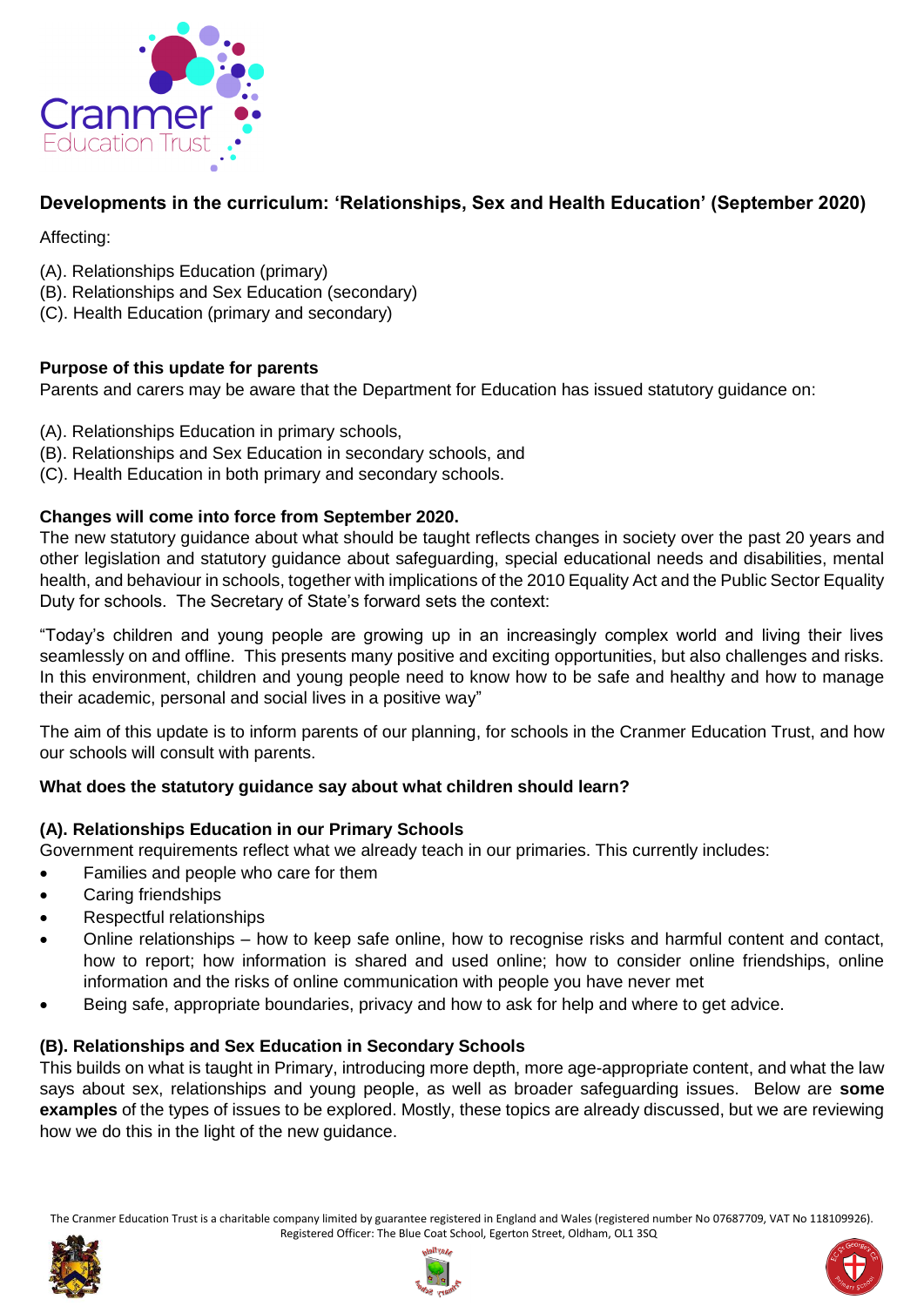Cranmer Education Trust

## Developments in the curriculum: 'Relationships, Sex and Health Education' (September 2020)

Affecting:

(A). Relationships Education (primary)
(B). Relationships and Sex Education (secondary)
(C). Health Education (primary and secondary)

**Purpose of this update for parents**

Parents and carers may be aware that the Department for Education has issued statutory guidance on:

(A). Relationships Education in primary schools,
(B). Relationships and Sex Education in secondary schools, and
(C). Health Education in both primary and secondary schools.

**Changes will come into force from September 2020.**

The new statutory guidance about what should be taught reflects changes in society over the past 20 years and other legislation and statutory guidance about safeguarding, special educational needs and disabilities, mental health, and behaviour in schools, together with implications of the 2010 Equality Act and the Public Sector Equality Duty for schools. The Secretary of State's forward sets the context:

"Today's children and young people are growing up in an increasingly complex world and living their lives seamlessly on and offline. This presents many positive and exciting opportunities, but also challenges and risks. In this environment, children and young people need to know how to be safe and healthy and how to manage their academic, personal and social lives in a positive way"

The aim of this update is to inform parents of our planning, for schools in the Cranmer Education Trust, and how our schools will consult with parents.

**What does the statutory guidance say about what children should learn?**

**(A). Relationships Education in our Primary Schools**

Government requirements reflect what we already teach in our primaries. This currently includes:

- Families and people who care for them
- Caring friendships
- Respectful relationships
- Online relationships – how to keep safe online, how to recognise risks and harmful content and contact, how to report; how information is shared and used online; how to consider online friendships, online information and the risks of online communication with people you have never met
- Being safe, appropriate boundaries, privacy and how to ask for help and where to get advice.

**(B). Relationships and Sex Education in Secondary Schools**

This builds on what is taught in Primary, introducing more depth, more age-appropriate content, and what the law says about sex, relationships and young people, as well as broader safeguarding issues. Below are **some examples** of the types of issues to be explored. Mostly, these topics are already discussed, but we are reviewing how we do this in the light of the new guidance.

The Cranmer Education Trust is a charitable company limited by guarantee registered in England and Wales (registered number No 07687709, VAT No 118109926). Registered Officer: The Blue Coat School, Egerton Street, Oldham, OL1 3SQ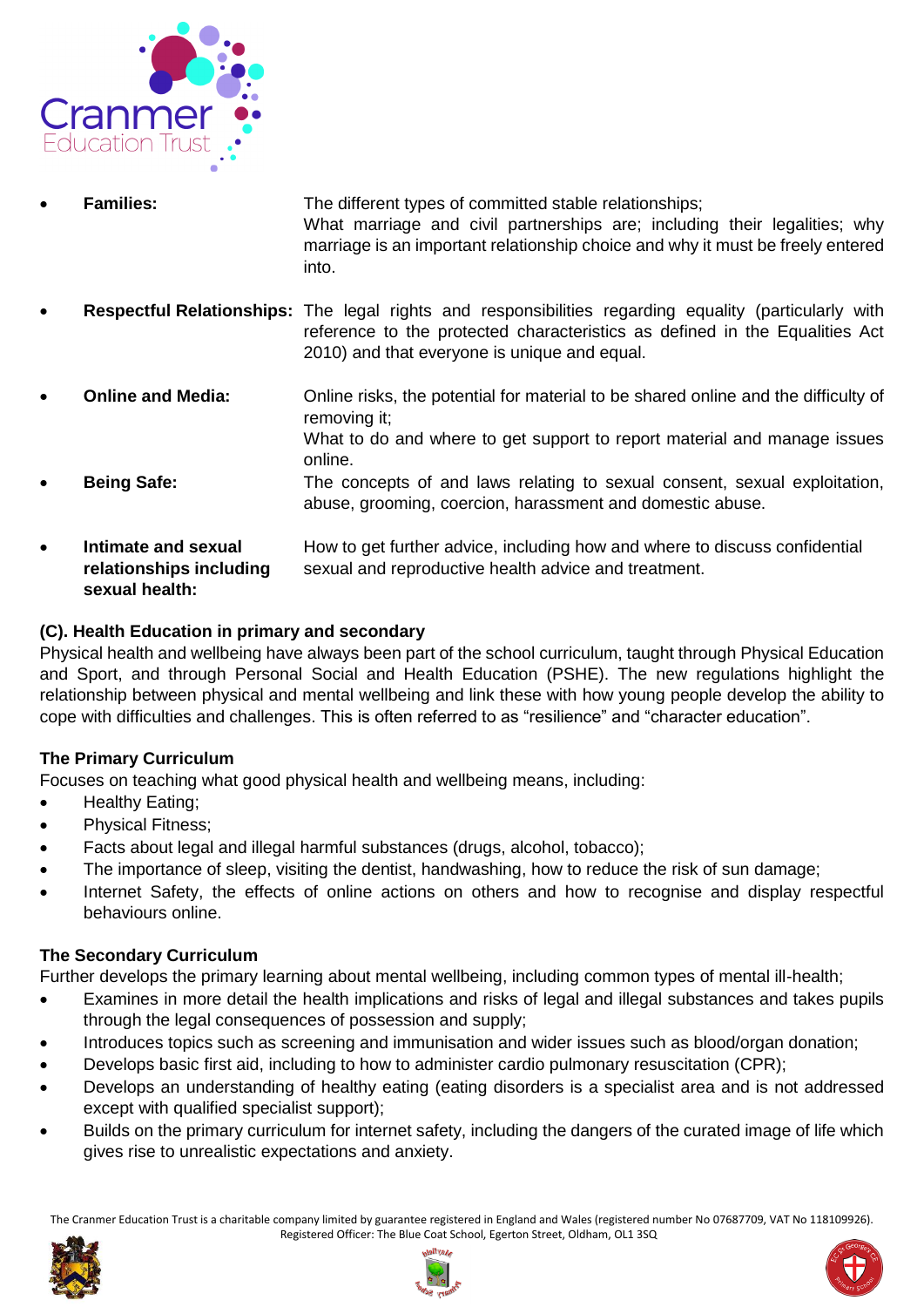- **Families:** The different types of committed stable relationships;
  What marriage and civil partnerships are; including their legalities; why marriage is an important relationship choice and why it must be freely entered into.

- **Respectful Relationships:** The legal rights and responsibilities regarding equality (particularly with reference to the protected characteristics as defined in the Equalities Act 2010) and that everyone is unique and equal.

- **Online and Media:** Online risks, the potential for material to be shared online and the difficulty of removing it;
  What to do and where to get support to report material and manage issues online.

- **Being Safe:** The concepts of and laws relating to sexual consent, sexual exploitation, abuse, grooming, coercion, harassment and domestic abuse.

- **Intimate and sexual relationships including sexual health:** How to get further advice, including how and where to discuss confidential sexual and reproductive health advice and treatment.

**(C). Health Education in primary and secondary**

Physical health and wellbeing have always been part of the school curriculum, taught through Physical Education and Sport, and through Personal Social and Health Education (PSHE). The new regulations highlight the relationship between physical and mental wellbeing and link these with how young people develop the ability to cope with difficulties and challenges. This is often referred to as "resilience" and "character education".

**The Primary Curriculum**

Focuses on teaching what good physical health and wellbeing means, including:

- Healthy Eating;
- Physical Fitness;
- Facts about legal and illegal harmful substances (drugs, alcohol, tobacco);
- The importance of sleep, visiting the dentist, handwashing, how to reduce the risk of sun damage;
- Internet Safety, the effects of online actions on others and how to recognise and display respectful behaviours online.

**The Secondary Curriculum**

Further develops the primary learning about mental wellbeing, including common types of mental ill-health;

- Examines in more detail the health implications and risks of legal and illegal substances and takes pupils through the legal consequences of possession and supply;
- Introduces topics such as screening and immunisation and wider issues such as blood/organ donation;
- Develops basic first aid, including to how to administer cardio pulmonary resuscitation (CPR);
- Develops an understanding of healthy eating (eating disorders is a specialist area and is not addressed except with qualified specialist support);
- Builds on the primary curriculum for internet safety, including the dangers of the curated image of life which gives rise to unrealistic expectations and anxiety.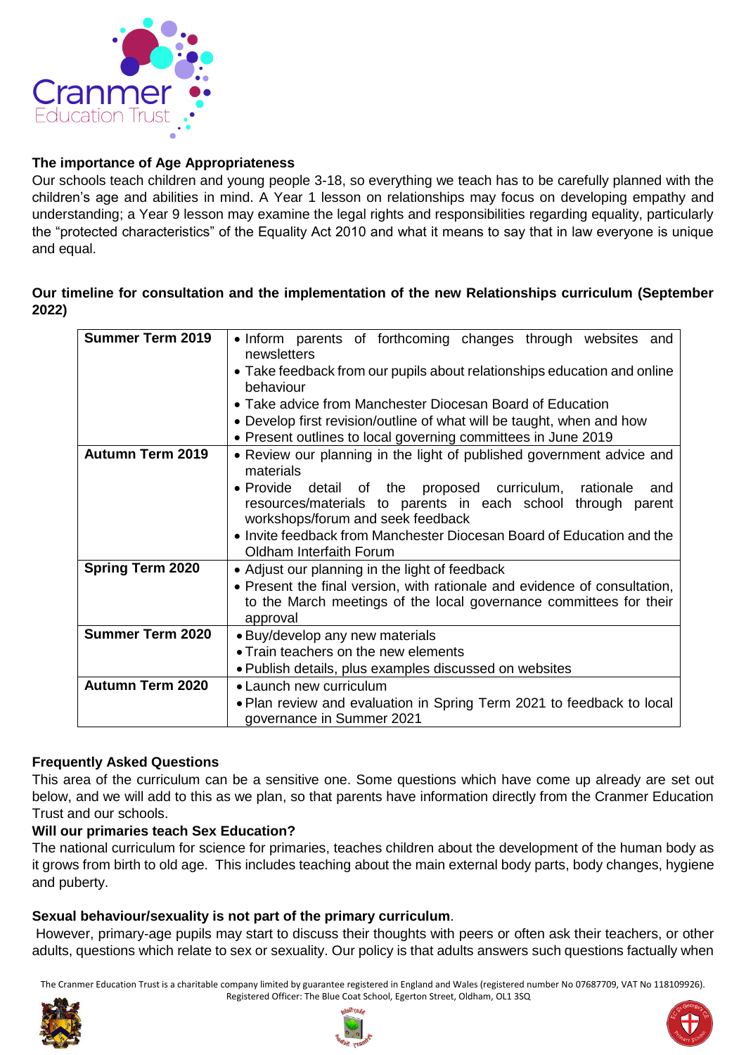## The importance of Age Appropriateness

Our schools teach children and young people 3-18, so everything we teach has to be carefully planned with the children's age and abilities in mind. A Year 1 lesson on relationships may focus on developing empathy and understanding; a Year 9 lesson may examine the legal rights and responsibilities regarding equality, particularly the "protected characteristics" of the Equality Act 2010 and what it means to say that in law everyone is unique and equal.

## Our timeline for consultation and the implementation of the new Relationships curriculum (September 2022)

| | |
|---|---|
| **Summer Term 2019** | • Inform parents of forthcoming changes through websites and newsletters<br>• Take feedback from our pupils about relationships education and online behaviour<br>• Take advice from Manchester Diocesan Board of Education<br>• Develop first revision/outline of what will be taught, when and how<br>• Present outlines to local governing committees in June 2019 |
| **Autumn Term 2019** | • Review our planning in the light of published government advice and materials<br>• Provide detail of the proposed curriculum, rationale and resources/materials to parents in each school through parent workshops/forum and seek feedback<br>• Invite feedback from Manchester Diocesan Board of Education and the Oldham Interfaith Forum |
| **Spring Term 2020** | • Adjust our planning in the light of feedback<br>• Present the final version, with rationale and evidence of consultation, to the March meetings of the local governance committees for their approval |
| **Summer Term 2020** | • Buy/develop any new materials<br>• Train teachers on the new elements<br>• Publish details, plus examples discussed on websites |
| **Autumn Term 2020** | • Launch new curriculum<br>• Plan review and evaluation in Spring Term 2021 to feedback to local governance in Summer 2021 |

## Frequently Asked Questions

This area of the curriculum can be a sensitive one. Some questions which have come up already are set out below, and we will add to this as we plan, so that parents have information directly from the Cranmer Education Trust and our schools.

### Will our primaries teach Sex Education?

The national curriculum for science for primaries, teaches children about the development of the human body as it grows from birth to old age. This includes teaching about the main external body parts, body changes, hygiene and puberty.

**Sexual behaviour/sexuality is not part of the primary curriculum**.

However, primary-age pupils may start to discuss their thoughts with peers or often ask their teachers, or other adults, questions which relate to sex or sexuality. Our policy is that adults answers such questions factually when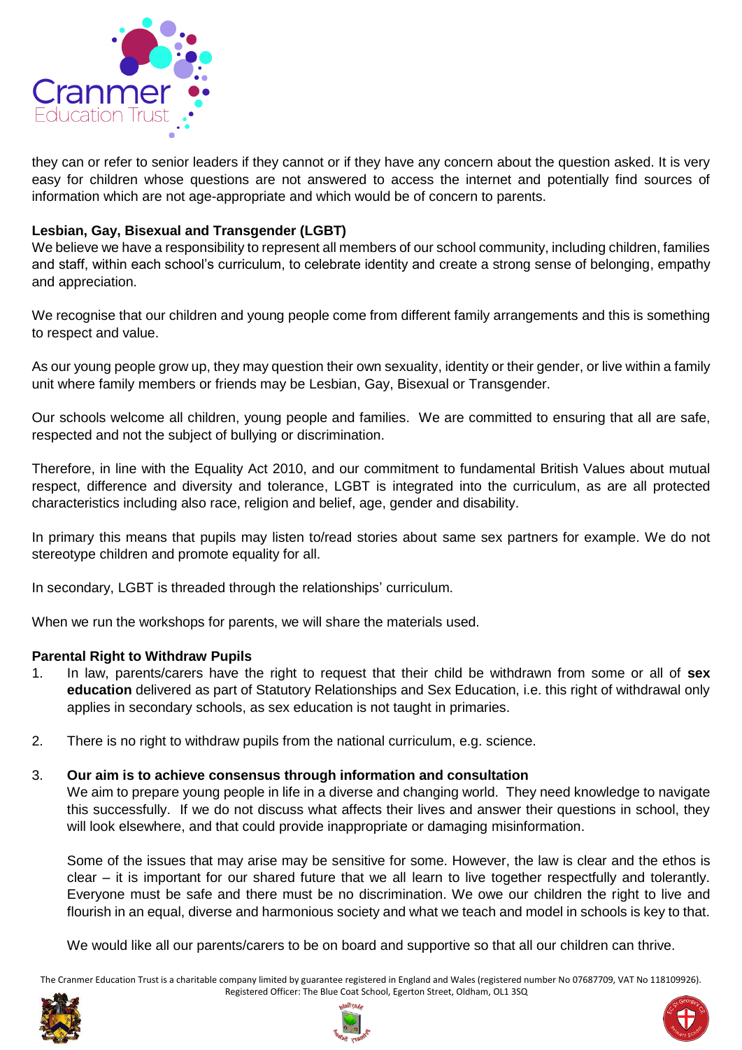they can or refer to senior leaders if they cannot or if they have any concern about the question asked. It is very easy for children whose questions are not answered to access the internet and potentially find sources of information which are not age-appropriate and which would be of concern to parents.

**Lesbian, Gay, Bisexual and Transgender (LGBT)**

We believe we have a responsibility to represent all members of our school community, including children, families and staff, within each school's curriculum, to celebrate identity and create a strong sense of belonging, empathy and appreciation.

We recognise that our children and young people come from different family arrangements and this is something to respect and value.

As our young people grow up, they may question their own sexuality, identity or their gender, or live within a family unit where family members or friends may be Lesbian, Gay, Bisexual or Transgender.

Our schools welcome all children, young people and families. We are committed to ensuring that all are safe, respected and not the subject of bullying or discrimination.

Therefore, in line with the Equality Act 2010, and our commitment to fundamental British Values about mutual respect, difference and diversity and tolerance, LGBT is integrated into the curriculum, as are all protected characteristics including also race, religion and belief, age, gender and disability.

In primary this means that pupils may listen to/read stories about same sex partners for example. We do not stereotype children and promote equality for all.

In secondary, LGBT is threaded through the relationships' curriculum.

When we run the workshops for parents, we will share the materials used.

**Parental Right to Withdraw Pupils**

1. In law, parents/carers have the right to request that their child be withdrawn from some or all of **sex education** delivered as part of Statutory Relationships and Sex Education, i.e. this right of withdrawal only applies in secondary schools, as sex education is not taught in primaries.

2. There is no right to withdraw pupils from the national curriculum, e.g. science.

3. **Our aim is to achieve consensus through information and consultation**

   We aim to prepare young people in life in a diverse and changing world. They need knowledge to navigate this successfully. If we do not discuss what affects their lives and answer their questions in school, they will look elsewhere, and that could provide inappropriate or damaging misinformation.

   Some of the issues that may arise may be sensitive for some. However, the law is clear and the ethos is clear – it is important for our shared future that we all learn to live together respectfully and tolerantly. Everyone must be safe and there must be no discrimination. We owe our children the right to live and flourish in an equal, diverse and harmonious society and what we teach and model in schools is key to that.

   We would like all our parents/carers to be on board and supportive so that all our children can thrive.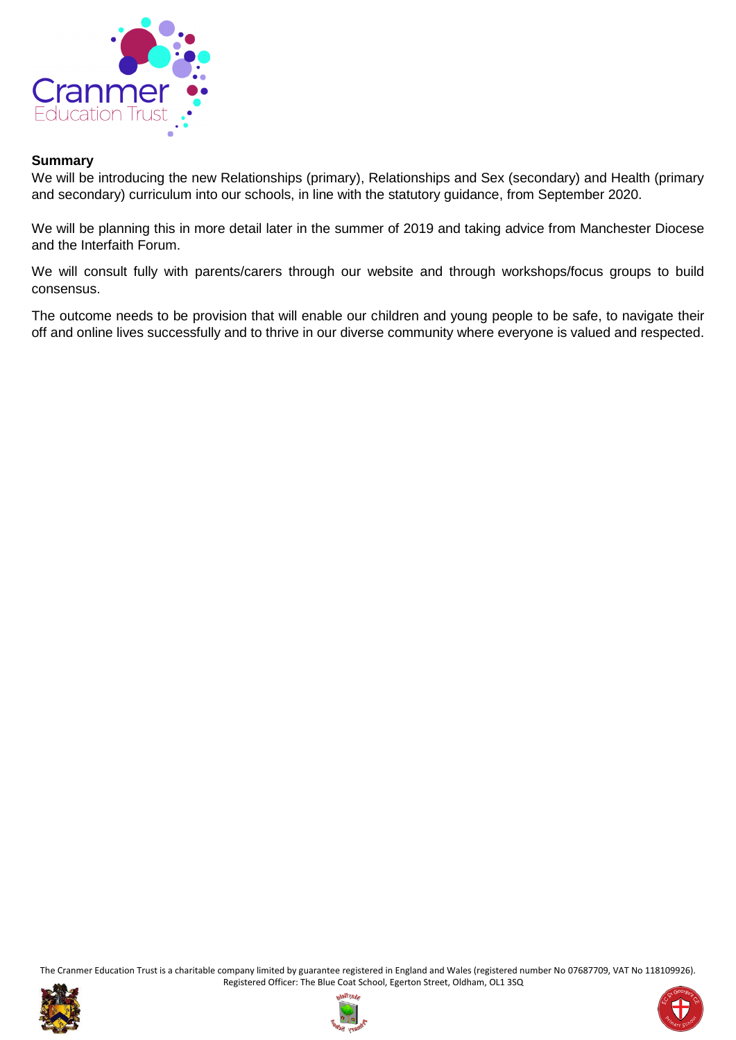**Summary**

We will be introducing the new Relationships (primary), Relationships and Sex (secondary) and Health (primary and secondary) curriculum into our schools, in line with the statutory guidance, from September 2020.

We will be planning this in more detail later in the summer of 2019 and taking advice from Manchester Diocese and the Interfaith Forum.

We will consult fully with parents/carers through our website and through workshops/focus groups to build consensus.

The outcome needs to be provision that will enable our children and young people to be safe, to navigate their off and online lives successfully and to thrive in our diverse community where everyone is valued and respected.